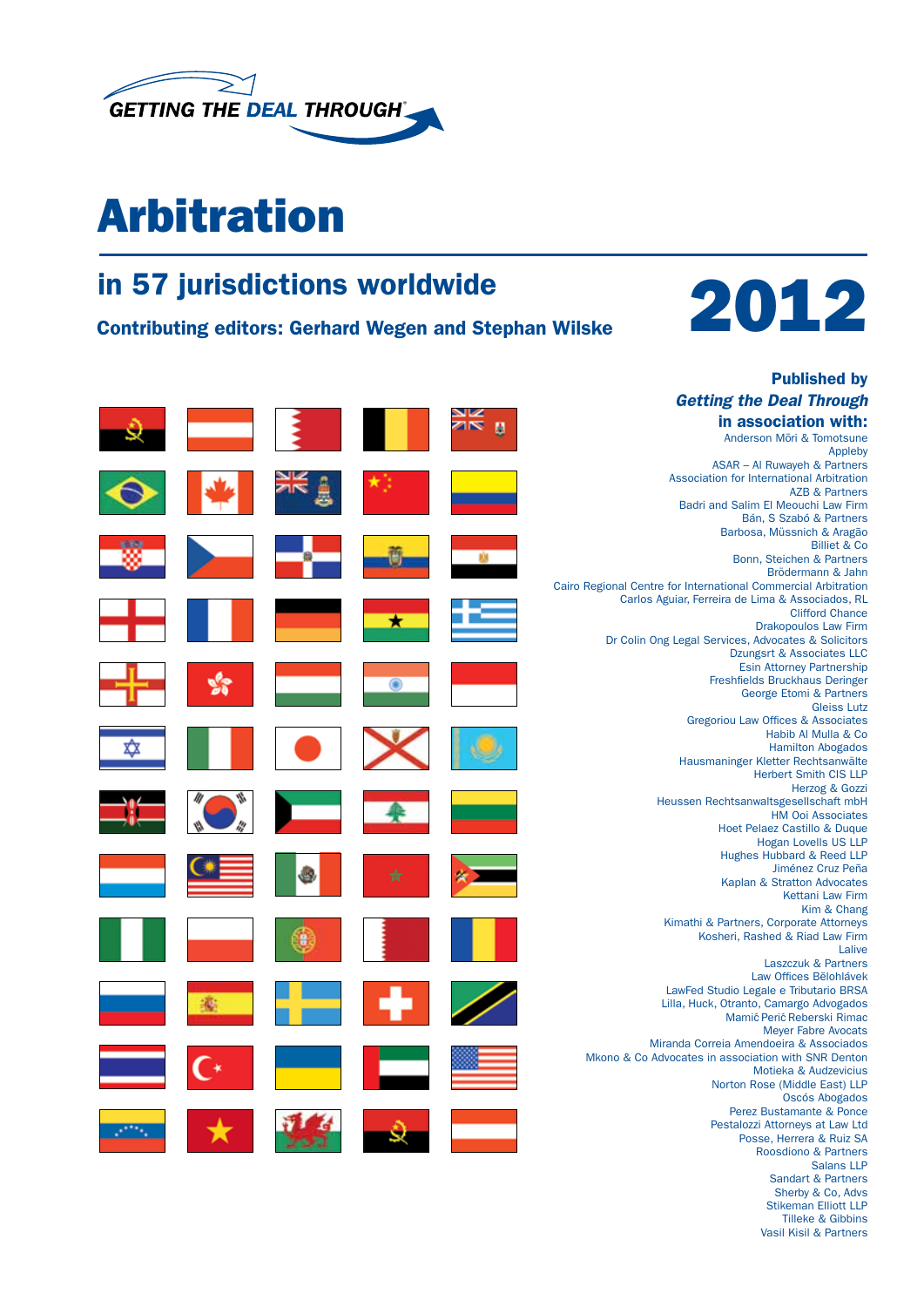GETTING THE DEAL THROUGH®

# Arbitration

## in 57 jurisdictions worldwide

**Contributing editors: Gerhard Wegen and Stephan Wilske**

# 2012

**Published by**
***Getting the Deal Through***
**in association with:**

Anderson Mōri & Tomotsune
Appleby
ASAR – Al Ruwayeh & Partners
Association for International Arbitration
AZB & Partners
Badri and Salim El Meouchi Law Firm
Bán, S Szabó & Partners
Barbosa, Müssnich & Aragão
Billiet & Co
Bonn, Steichen & Partners
Brödermann & Jahn
Cairo Regional Centre for International Commercial Arbitration
Carlos Aguiar, Ferreira de Lima & Associados, RL
Clifford Chance
Drakopoulos Law Firm
Dr Colin Ong Legal Services, Advocates & Solicitors
Dzungsrt & Associates LLC
Esin Attorney Partnership
Freshfields Bruckhaus Deringer
George Etomi & Partners
Gleiss Lutz
Gregoriou Law Offices & Associates
Habib Al Mulla & Co
Hamilton Abogados
Hausmaninger Kletter Rechtsanwälte
Herbert Smith CIS LLP
Herzog & Gozzi
Heussen Rechtsanwaltsgesellschaft mbH
HM Ooi Associates
Hoet Pelaez Castillo & Duque
Hogan Lovells US LLP
Hughes Hubbard & Reed LLP
Jiménez Cruz Peña
Kaplan & Stratton Advocates
Kettani Law Firm
Kim & Chang
Kimathi & Partners, Corporate Attorneys
Kosheri, Rashed & Riad Law Firm
Lalive
Laszczuk & Partners
Law Offices Bělohlávek
LawFed Studio Legale e Tributario BRSA
Lilla, Huck, Otranto, Camargo Advogados
Mamić Perić Reberski Rimac
Meyer Fabre Avocats
Miranda Correia Amendoeira & Associados
Mkono & Co Advocates in association with SNR Denton
Motieka & Audzevicius
Norton Rose (Middle East) LLP
Oscós Abogados
Perez Bustamante & Ponce
Pestalozzi Attorneys at Law Ltd
Posse, Herrera & Ruiz SA
Roosdiono & Partners
Salans LLP
Sandart & Partners
Sherby & Co, Advs
Stikeman Elliott LLP
Tilleke & Gibbins
Vasil Kisil & Partners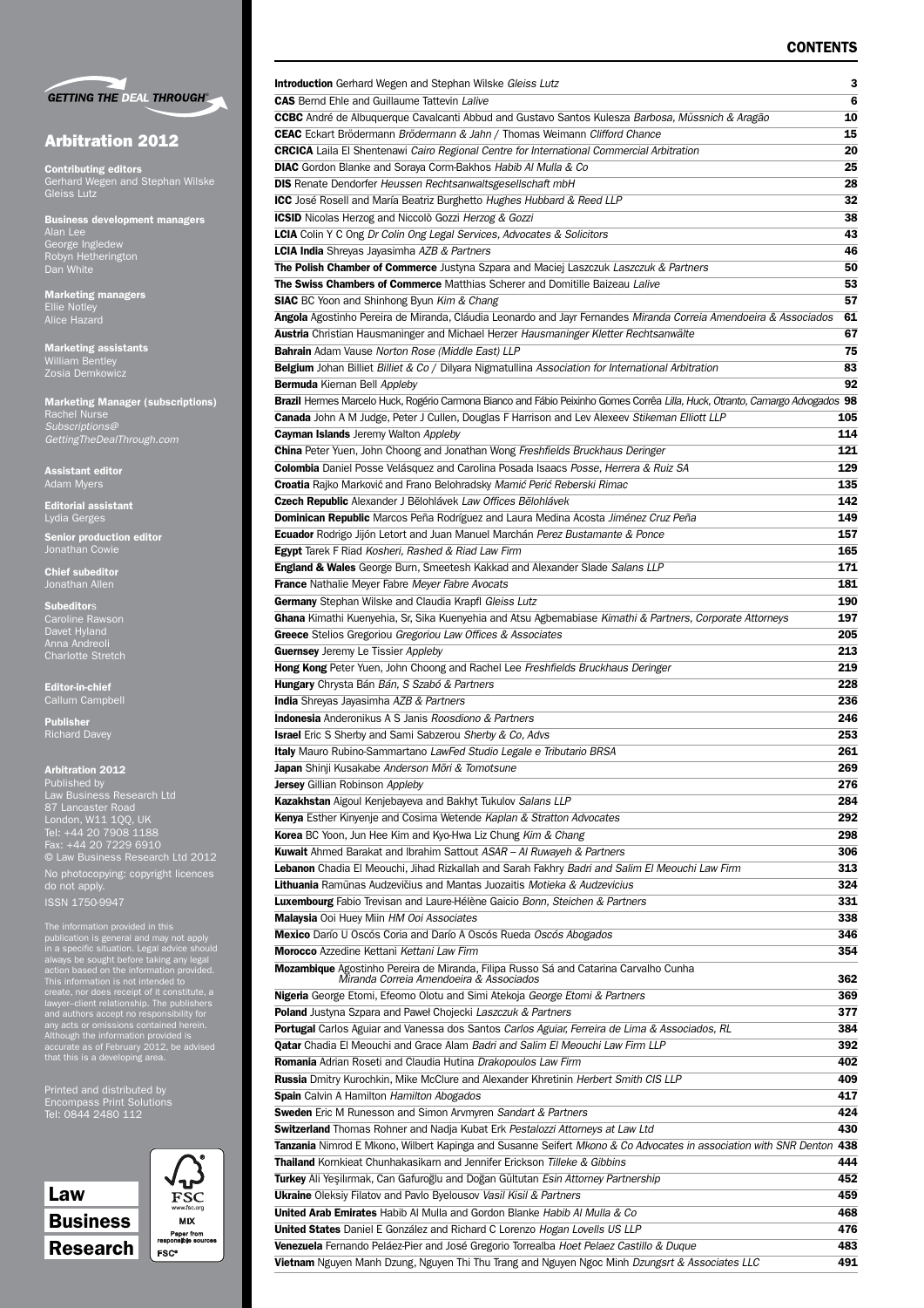**GETTING THE DEAL THROUGH**

# Arbitration 2012

**Contributing editors**
Gerhard Wegen and Stephan Wilske
Gleiss Lutz

**Business development managers**
Alan Lee
George Ingledew
Robyn Hetherington
Dan White

**Marketing managers**
Ellie Notley
Alice Hazard

**Marketing assistants**
William Bentley
Zosia Demkowicz

**Marketing Manager (subscriptions)**
Rachel Nurse
*Subscriptions@GettingTheDealThrough.com*

**Assistant editor**
Adam Myers

**Editorial assistant**
Lydia Gerges

**Senior production editor**
Jonathan Cowie

**Chief subeditor**
Jonathan Allen

**Subeditors**
Caroline Rawson
Davet Hyland
Anna Andreoli
Charlotte Stretch

**Editor-in-chief**
Callum Campbell

**Publisher**
Richard Davey

**Arbitration 2012**
Published by
Law Business Research Ltd
87 Lancaster Road
London, W11 1QQ, UK
Tel: +44 20 7908 1188
Fax: +44 20 7229 6910
© Law Business Research Ltd 2012
No photocopying: copyright licences do not apply.
ISSN 1750-9947

The information provided in this publication is general and may not apply in a specific situation. Legal advice should always be sought before taking any legal action based on the information provided. This information is not intended to create, nor does receipt of it constitute, a lawyer–client relationship. The publishers and authors accept no responsibility for any acts or omissions contained herein. Although the information provided is accurate as of February 2012, be advised that this is a developing area.

Printed and distributed by
Encompass Print Solutions
Tel: 0844 2480 112

Law Business Research

FSC www.fsc.org MIX Paper from responsible sources FSC®

## CONTENTS

| | |
|---|---|
| **Introduction** Gerhard Wegen and Stephan Wilske *Gleiss Lutz* | 3 |
| **CAS** Bernd Ehle and Guillaume Tattevin *Lalive* | 6 |
| **CCBC** André de Albuquerque Cavalcanti Abbud and Gustavo Santos Kulesza *Barbosa, Müssnich & Aragão* | 10 |
| **CEAC** Eckart Brödermann *Brödermann & Jahn* / Thomas Weimann *Clifford Chance* | 15 |
| **CRCICA** Laila El Shentenawi *Cairo Regional Centre for International Commercial Arbitration* | 20 |
| **DIAC** Gordon Blanke and Soraya Corm-Bakhos *Habib Al Mulla & Co* | 25 |
| **DIS** Renate Dendorfer *Heussen Rechtsanwaltsgesellschaft mbH* | 28 |
| **ICC** José Rosell and María Beatriz Burghetto *Hughes Hubbard & Reed LLP* | 32 |
| **ICSID** Nicolas Herzog and Niccolò Gozzi *Herzog & Gozzi* | 38 |
| **LCIA** Colin Y C Ong *Dr Colin Ong Legal Services, Advocates & Solicitors* | 43 |
| **LCIA India** Shreyas Jayasimha *AZB & Partners* | 46 |
| **The Polish Chamber of Commerce** Justyna Szpara and Maciej Laszczuk *Laszczuk & Partners* | 50 |
| **The Swiss Chambers of Commerce** Matthias Scherer and Domitille Baizeau *Lalive* | 53 |
| **SIAC** BC Yoon and Shinhong Byun *Kim & Chang* | 57 |
| **Angola** Agostinho Pereira de Miranda, Cláudia Leonardo and Jayr Fernandes *Miranda Correia Amendoeira & Associados* | 61 |
| **Austria** Christian Hausmaninger and Michael Herzer *Hausmaninger Kletter Rechtsanwälte* | 67 |
| **Bahrain** Adam Vause *Norton Rose (Middle East) LLP* | 75 |
| **Belgium** Johan Billiet *Billiet & Co* / Dilyara Nigmatullina *Association for International Arbitration* | 83 |
| **Bermuda** Kiernan Bell *Appleby* | 92 |
| **Brazil** Hermes Marcelo Huck, Rogério Carmona Bianco and Fábio Peixinho Gomes Corrêa *Lilla, Huck, Otranto, Camargo Advogados* | 98 |
| **Canada** John A M Judge, Peter J Cullen, Douglas F Harrison and Lev Alexeev *Stikeman Elliott LLP* | 105 |
| **Cayman Islands** Jeremy Walton *Appleby* | 114 |
| **China** Peter Yuen, John Choong and Jonathan Wong *Freshfields Bruckhaus Deringer* | 121 |
| **Colombia** Daniel Posse Velásquez and Carolina Posada Isaacs *Posse, Herrera & Ruiz SA* | 129 |
| **Croatia** Rajko Marković and Frano Belohradsky *Mamić Perić Reberski Rimac* | 135 |
| **Czech Republic** Alexander J Bělohlávek *Law Offices Bělohlávek* | 142 |
| **Dominican Republic** Marcos Peña Rodríguez and Laura Medina Acosta *Jiménez Cruz Peña* | 149 |
| **Ecuador** Rodrigo Jijón Letort and Juan Manuel Marchán *Perez Bustamante & Ponce* | 157 |
| **Egypt** Tarek F Riad *Kosheri, Rashed & Riad Law Firm* | 165 |
| **England & Wales** George Burn, Smeetesh Kakkad and Alexander Slade *Salans LLP* | 171 |
| **France** Nathalie Meyer Fabre *Meyer Fabre Avocats* | 181 |
| **Germany** Stephan Wilske and Claudia Krapfl *Gleiss Lutz* | 190 |
| **Ghana** Kimathi Kuenyehia, Sr, Sika Kuenyehia and Atsu Agbemabiase *Kimathi & Partners, Corporate Attorneys* | 197 |
| **Greece** Stelios Gregoriou *Gregoriou Law Offices & Associates* | 205 |
| **Guernsey** Jeremy Le Tissier *Appleby* | 213 |
| **Hong Kong** Peter Yuen, John Choong and Rachel Lee *Freshfields Bruckhaus Deringer* | 219 |
| **Hungary** Chrysta Bán *Bán, S Szabó & Partners* | 228 |
| **India** Shreyas Jayasimha *AZB & Partners* | 236 |
| **Indonesia** Anderonikus A S Janis *Roosdiono & Partners* | 246 |
| **Israel** Eric S Sherby and Sami Sabzerou *Sherby & Co, Advs* | 253 |
| **Italy** Mauro Rubino-Sammartano *LawFed Studio Legale e Tributario BRSA* | 261 |
| **Japan** Shinji Kusakabe *Anderson Mōri & Tomotsune* | 269 |
| **Jersey** Gillian Robinson *Appleby* | 276 |
| **Kazakhstan** Aigoul Kenjebayeva and Bakhyt Tukulov *Salans LLP* | 284 |
| **Kenya** Esther Kinyenje and Cosima Wetende *Kaplan & Stratton Advocates* | 292 |
| **Korea** BC Yoon, Jun Hee Kim and Kyo-Hwa Liz Chung *Kim & Chang* | 298 |
| **Kuwait** Ahmed Barakat and Ibrahim Sattout *ASAR – Al Ruwayeh & Partners* | 306 |
| **Lebanon** Chadia El Meouchi, Jihad Rizkallah and Sarah Fakhry *Badri and Salim El Meouchi Law Firm* | 313 |
| **Lithuania** Ramūnas Audzevičius and Mantas Juozaitis *Motieka & Audzevicius* | 324 |
| **Luxembourg** Fabio Trevisan and Laure-Hélène Gaicio *Bonn, Steichen & Partners* | 331 |
| **Malaysia** Ooi Huey Miin *HM Ooi Associates* | 338 |
| **Mexico** Darío U Oscós Coria and Darío A Oscós Rueda *Oscós Abogados* | 346 |
| **Morocco** Azzedine Kettani *Kettani Law Firm* | 354 |
| **Mozambique** Agostinho Pereira de Miranda, Filipa Russo Sá and Catarina Carvalho Cunha *Miranda Correia Amendoeira & Associados* | 362 |
| **Nigeria** George Etomi, Efeomo Olotu and Simi Atekoja *George Etomi & Partners* | 369 |
| **Poland** Justyna Szpara and Paweł Chojecki *Laszczuk & Partners* | 377 |
| **Portugal** Carlos Aguiar and Vanessa dos Santos *Carlos Aguiar, Ferreira de Lima & Associados, RL* | 384 |
| **Qatar** Chadia El Meouchi and Grace Alam *Badri and Salim El Meouchi Law Firm LLP* | 392 |
| **Romania** Adrian Roseti and Claudia Hutina *Drakopoulos Law Firm* | 402 |
| **Russia** Dmitry Kurochkin, Mike McClure and Alexander Khretinin *Herbert Smith CIS LLP* | 409 |
| **Spain** Calvin A Hamilton *Hamilton Abogados* | 417 |
| **Sweden** Eric M Runesson and Simon Arvmyren *Sandart & Partners* | 424 |
| **Switzerland** Thomas Rohner and Nadja Kubat Erk *Pestalozzi Attorneys at Law Ltd* | 430 |
| **Tanzania** Nimrod E Mkono, Wilbert Kapinga and Susanne Seifert *Mkono & Co Advocates in association with SNR Denton* | 438 |
| **Thailand** Kornkieat Chunhakasikarn and Jennifer Erickson *Tilleke & Gibbins* | 444 |
| **Turkey** Ali Yeşilırmak, Can Gafuroğlu and Doğan Gültutan *Esin Attorney Partnership* | 452 |
| **Ukraine** Oleksiy Filatov and Pavlo Byelousov *Vasil Kisil & Partners* | 459 |
| **United Arab Emirates** Habib Al Mulla and Gordon Blanke *Habib Al Mulla & Co* | 468 |
| **United States** Daniel E González and Richard C Lorenzo *Hogan Lovells US LLP* | 476 |
| **Venezuela** Fernando Peláez-Pier and José Gregorio Torrealba *Hoet Pelaez Castillo & Duque* | 483 |
| **Vietnam** Nguyen Manh Dzung, Nguyen Thi Thu Trang and Nguyen Ngoc Minh *Dzungsrt & Associates LLC* | 491 |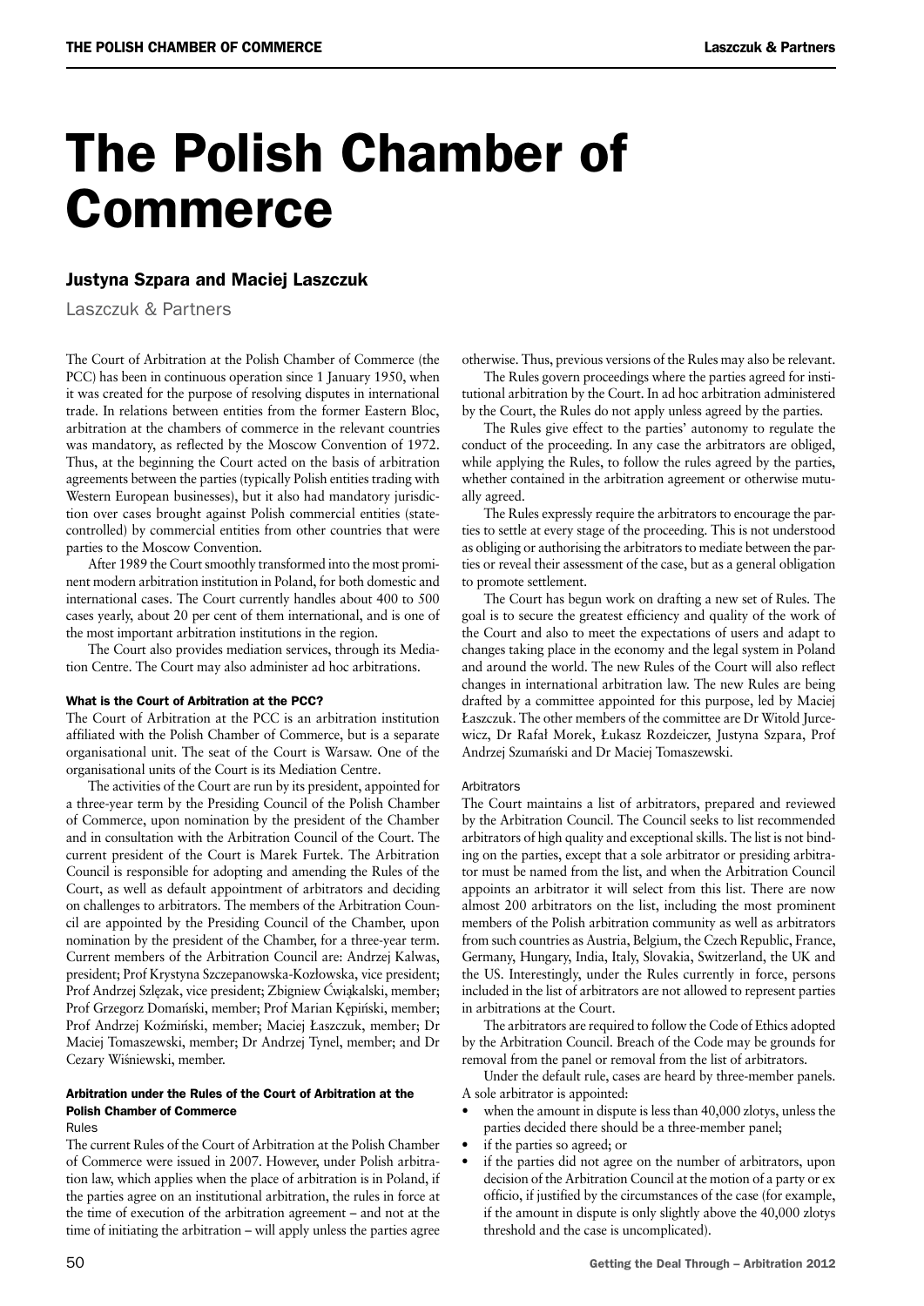# The Polish Chamber of Commerce

## Justyna Szpara and Maciej Laszczuk

Laszczuk & Partners

The Court of Arbitration at the Polish Chamber of Commerce (the PCC) has been in continuous operation since 1 January 1950, when it was created for the purpose of resolving disputes in international trade. In relations between entities from the former Eastern Bloc, arbitration at the chambers of commerce in the relevant countries was mandatory, as reflected by the Moscow Convention of 1972. Thus, at the beginning the Court acted on the basis of arbitration agreements between the parties (typically Polish entities trading with Western European businesses), but it also had mandatory jurisdiction over cases brought against Polish commercial entities (state-controlled) by commercial entities from other countries that were parties to the Moscow Convention.

After 1989 the Court smoothly transformed into the most prominent modern arbitration institution in Poland, for both domestic and international cases. The Court currently handles about 400 to 500 cases yearly, about 20 per cent of them international, and is one of the most important arbitration institutions in the region.

The Court also provides mediation services, through its Mediation Centre. The Court may also administer ad hoc arbitrations.

#### What is the Court of Arbitration at the PCC?

The Court of Arbitration at the PCC is an arbitration institution affiliated with the Polish Chamber of Commerce, but is a separate organisational unit. The seat of the Court is Warsaw. One of the organisational units of the Court is its Mediation Centre.

The activities of the Court are run by its president, appointed for a three-year term by the Presiding Council of the Polish Chamber of Commerce, upon nomination by the president of the Chamber and in consultation with the Arbitration Council of the Court. The current president of the Court is Marek Furtek. The Arbitration Council is responsible for adopting and amending the Rules of the Court, as well as default appointment of arbitrators and deciding on challenges to arbitrators. The members of the Arbitration Council are appointed by the Presiding Council of the Chamber, upon nomination by the president of the Chamber, for a three-year term. Current members of the Arbitration Council are: Andrzej Kalwas, president; Prof Krystyna Szczepanowska-Kozłowska, vice president; Prof Andrzej Szlęzak, vice president; Zbigniew Ćwiąkalski, member; Prof Grzegorz Domański, member; Prof Marian Kępiński, member; Prof Andrzej Koźmiński, member; Maciej Łaszczuk, member; Dr Maciej Tomaszewski, member; Dr Andrzej Tynel, member; and Dr Cezary Wiśniewski, member.

#### Arbitration under the Rules of the Court of Arbitration at the Polish Chamber of Commerce

##### Rules

The current Rules of the Court of Arbitration at the Polish Chamber of Commerce were issued in 2007. However, under Polish arbitration law, which applies when the place of arbitration is in Poland, if the parties agree on an institutional arbitration, the rules in force at the time of execution of the arbitration agreement – and not at the time of initiating the arbitration – will apply unless the parties agree otherwise. Thus, previous versions of the Rules may also be relevant.

The Rules govern proceedings where the parties agreed for institutional arbitration by the Court. In ad hoc arbitration administered by the Court, the Rules do not apply unless agreed by the parties.

The Rules give effect to the parties' autonomy to regulate the conduct of the proceeding. In any case the arbitrators are obliged, while applying the Rules, to follow the rules agreed by the parties, whether contained in the arbitration agreement or otherwise mutually agreed.

The Rules expressly require the arbitrators to encourage the parties to settle at every stage of the proceeding. This is not understood as obliging or authorising the arbitrators to mediate between the parties or reveal their assessment of the case, but as a general obligation to promote settlement.

The Court has begun work on drafting a new set of Rules. The goal is to secure the greatest efficiency and quality of the work of the Court and also to meet the expectations of users and adapt to changes taking place in the economy and the legal system in Poland and around the world. The new Rules of the Court will also reflect changes in international arbitration law. The new Rules are being drafted by a committee appointed for this purpose, led by Maciej Łaszczuk. The other members of the committee are Dr Witold Jurcewicz, Dr Rafał Morek, Łukasz Rozdeiczer, Justyna Szpara, Prof Andrzej Szumański and Dr Maciej Tomaszewski.

##### Arbitrators

The Court maintains a list of arbitrators, prepared and reviewed by the Arbitration Council. The Council seeks to list recommended arbitrators of high quality and exceptional skills. The list is not binding on the parties, except that a sole arbitrator or presiding arbitrator must be named from the list, and when the Arbitration Council appoints an arbitrator it will select from this list. There are now almost 200 arbitrators on the list, including the most prominent members of the Polish arbitration community as well as arbitrators from such countries as Austria, Belgium, the Czech Republic, France, Germany, Hungary, India, Italy, Slovakia, Switzerland, the UK and the US. Interestingly, under the Rules currently in force, persons included in the list of arbitrators are not allowed to represent parties in arbitrations at the Court.

The arbitrators are required to follow the Code of Ethics adopted by the Arbitration Council. Breach of the Code may be grounds for removal from the panel or removal from the list of arbitrators.

Under the default rule, cases are heard by three-member panels. A sole arbitrator is appointed:

- when the amount in dispute is less than 40,000 zlotys, unless the parties decided there should be a three-member panel;
- if the parties so agreed; or
- if the parties did not agree on the number of arbitrators, upon decision of the Arbitration Council at the motion of a party or ex officio, if justified by the circumstances of the case (for example, if the amount in dispute is only slightly above the 40,000 zlotys threshold and the case is uncomplicated).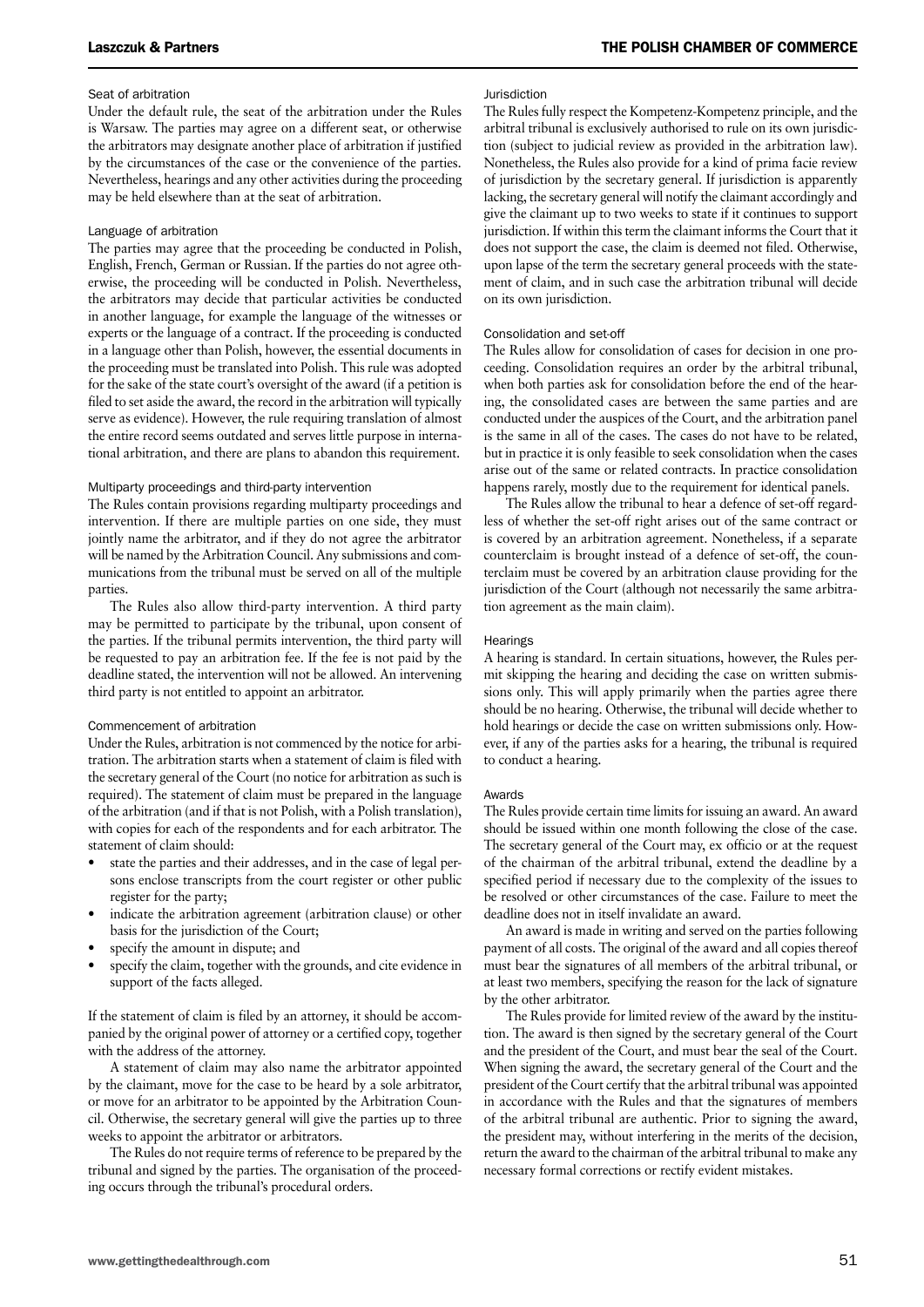### Seat of arbitration

Under the default rule, the seat of the arbitration under the Rules is Warsaw. The parties may agree on a different seat, or otherwise the arbitrators may designate another place of arbitration if justified by the circumstances of the case or the convenience of the parties. Nevertheless, hearings and any other activities during the proceeding may be held elsewhere than at the seat of arbitration.

### Language of arbitration

The parties may agree that the proceeding be conducted in Polish, English, French, German or Russian. If the parties do not agree otherwise, the proceeding will be conducted in Polish. Nevertheless, the arbitrators may decide that particular activities be conducted in another language, for example the language of the witnesses or experts or the language of a contract. If the proceeding is conducted in a language other than Polish, however, the essential documents in the proceeding must be translated into Polish. This rule was adopted for the sake of the state court's oversight of the award (if a petition is filed to set aside the award, the record in the arbitration will typically serve as evidence). However, the rule requiring translation of almost the entire record seems outdated and serves little purpose in international arbitration, and there are plans to abandon this requirement.

### Multiparty proceedings and third-party intervention

The Rules contain provisions regarding multiparty proceedings and intervention. If there are multiple parties on one side, they must jointly name the arbitrator, and if they do not agree the arbitrator will be named by the Arbitration Council. Any submissions and communications from the tribunal must be served on all of the multiple parties.

The Rules also allow third-party intervention. A third party may be permitted to participate by the tribunal, upon consent of the parties. If the tribunal permits intervention, the third party will be requested to pay an arbitration fee. If the fee is not paid by the deadline stated, the intervention will not be allowed. An intervening third party is not entitled to appoint an arbitrator.

### Commencement of arbitration

Under the Rules, arbitration is not commenced by the notice for arbitration. The arbitration starts when a statement of claim is filed with the secretary general of the Court (no notice for arbitration as such is required). The statement of claim must be prepared in the language of the arbitration (and if that is not Polish, with a Polish translation), with copies for each of the respondents and for each arbitrator. The statement of claim should:

- state the parties and their addresses, and in the case of legal persons enclose transcripts from the court register or other public register for the party;
- indicate the arbitration agreement (arbitration clause) or other basis for the jurisdiction of the Court;
- specify the amount in dispute; and
- specify the claim, together with the grounds, and cite evidence in support of the facts alleged.

If the statement of claim is filed by an attorney, it should be accompanied by the original power of attorney or a certified copy, together with the address of the attorney.

A statement of claim may also name the arbitrator appointed by the claimant, move for the case to be heard by a sole arbitrator, or move for an arbitrator to be appointed by the Arbitration Council. Otherwise, the secretary general will give the parties up to three weeks to appoint the arbitrator or arbitrators.

The Rules do not require terms of reference to be prepared by the tribunal and signed by the parties. The organisation of the proceeding occurs through the tribunal's procedural orders.

### Jurisdiction

The Rules fully respect the Kompetenz-Kompetenz principle, and the arbitral tribunal is exclusively authorised to rule on its own jurisdiction (subject to judicial review as provided in the arbitration law). Nonetheless, the Rules also provide for a kind of prima facie review of jurisdiction by the secretary general. If jurisdiction is apparently lacking, the secretary general will notify the claimant accordingly and give the claimant up to two weeks to state if it continues to support jurisdiction. If within this term the claimant informs the Court that it does not support the case, the claim is deemed not filed. Otherwise, upon lapse of the term the secretary general proceeds with the statement of claim, and in such case the arbitration tribunal will decide on its own jurisdiction.

### Consolidation and set-off

The Rules allow for consolidation of cases for decision in one proceeding. Consolidation requires an order by the arbitral tribunal, when both parties ask for consolidation before the end of the hearing, the consolidated cases are between the same parties and are conducted under the auspices of the Court, and the arbitration panel is the same in all of the cases. The cases do not have to be related, but in practice it is only feasible to seek consolidation when the cases arise out of the same or related contracts. In practice consolidation happens rarely, mostly due to the requirement for identical panels.

The Rules allow the tribunal to hear a defence of set-off regardless of whether the set-off right arises out of the same contract or is covered by an arbitration agreement. Nonetheless, if a separate counterclaim is brought instead of a defence of set-off, the counterclaim must be covered by an arbitration clause providing for the jurisdiction of the Court (although not necessarily the same arbitration agreement as the main claim).

### Hearings

A hearing is standard. In certain situations, however, the Rules permit skipping the hearing and deciding the case on written submissions only. This will apply primarily when the parties agree there should be no hearing. Otherwise, the tribunal will decide whether to hold hearings or decide the case on written submissions only. However, if any of the parties asks for a hearing, the tribunal is required to conduct a hearing.

### Awards

The Rules provide certain time limits for issuing an award. An award should be issued within one month following the close of the case. The secretary general of the Court may, ex officio or at the request of the chairman of the arbitral tribunal, extend the deadline by a specified period if necessary due to the complexity of the issues to be resolved or other circumstances of the case. Failure to meet the deadline does not in itself invalidate an award.

An award is made in writing and served on the parties following payment of all costs. The original of the award and all copies thereof must bear the signatures of all members of the arbitral tribunal, or at least two members, specifying the reason for the lack of signature by the other arbitrator.

The Rules provide for limited review of the award by the institution. The award is then signed by the secretary general of the Court and the president of the Court, and must bear the seal of the Court. When signing the award, the secretary general of the Court and the president of the Court certify that the arbitral tribunal was appointed in accordance with the Rules and that the signatures of members of the arbitral tribunal are authentic. Prior to signing the award, the president may, without interfering in the merits of the decision, return the award to the chairman of the arbitral tribunal to make any necessary formal corrections or rectify evident mistakes.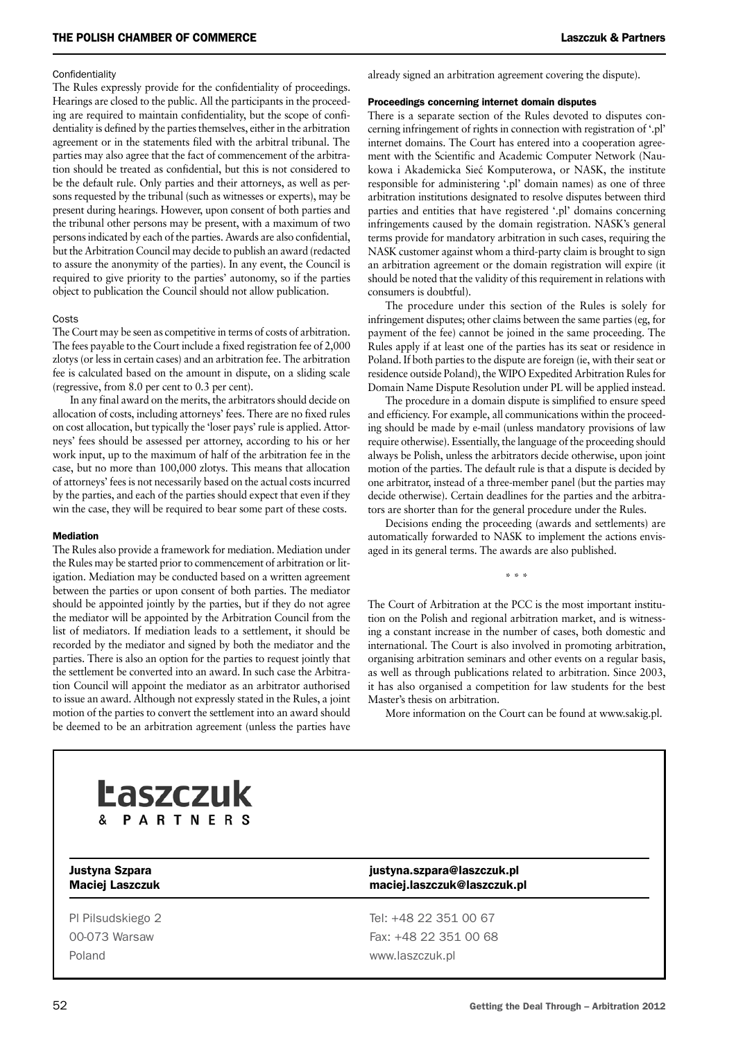### Confidentiality

The Rules expressly provide for the confidentiality of proceedings. Hearings are closed to the public. All the participants in the proceeding are required to maintain confidentiality, but the scope of confidentiality is defined by the parties themselves, either in the arbitration agreement or in the statements filed with the arbitral tribunal. The parties may also agree that the fact of commencement of the arbitration should be treated as confidential, but this is not considered to be the default rule. Only parties and their attorneys, as well as persons requested by the tribunal (such as witnesses or experts), may be present during hearings. However, upon consent of both parties and the tribunal other persons may be present, with a maximum of two persons indicated by each of the parties. Awards are also confidential, but the Arbitration Council may decide to publish an award (redacted to assure the anonymity of the parties). In any event, the Council is required to give priority to the parties' autonomy, so if the parties object to publication the Council should not allow publication.

### Costs

The Court may be seen as competitive in terms of costs of arbitration. The fees payable to the Court include a fixed registration fee of 2,000 zlotys (or less in certain cases) and an arbitration fee. The arbitration fee is calculated based on the amount in dispute, on a sliding scale (regressive, from 8.0 per cent to 0.3 per cent).

In any final award on the merits, the arbitrators should decide on allocation of costs, including attorneys' fees. There are no fixed rules on cost allocation, but typically the 'loser pays' rule is applied. Attorneys' fees should be assessed per attorney, according to his or her work input, up to the maximum of half of the arbitration fee in the case, but no more than 100,000 zlotys. This means that allocation of attorneys' fees is not necessarily based on the actual costs incurred by the parties, and each of the parties should expect that even if they win the case, they will be required to bear some part of these costs.

## Mediation

The Rules also provide a framework for mediation. Mediation under the Rules may be started prior to commencement of arbitration or litigation. Mediation may be conducted based on a written agreement between the parties or upon consent of both parties. The mediator should be appointed jointly by the parties, but if they do not agree the mediator will be appointed by the Arbitration Council from the list of mediators. If mediation leads to a settlement, it should be recorded by the mediator and signed by both the mediator and the parties. There is also an option for the parties to request jointly that the settlement be converted into an award. In such case the Arbitration Council will appoint the mediator as an arbitrator authorised to issue an award. Although not expressly stated in the Rules, a joint motion of the parties to convert the settlement into an award should be deemed to be an arbitration agreement (unless the parties have already signed an arbitration agreement covering the dispute).

## Proceedings concerning internet domain disputes

There is a separate section of the Rules devoted to disputes concerning infringement of rights in connection with registration of '.pl' internet domains. The Court has entered into a cooperation agreement with the Scientific and Academic Computer Network (Naukowa i Akademicka Sieć Komputerowa, or NASK, the institute responsible for administering '.pl' domain names) as one of three arbitration institutions designated to resolve disputes between third parties and entities that have registered '.pl' domains concerning infringements caused by the domain registration. NASK's general terms provide for mandatory arbitration in such cases, requiring the NASK customer against whom a third-party claim is brought to sign an arbitration agreement or the domain registration will expire (it should be noted that the validity of this requirement in relations with consumers is doubtful).

The procedure under this section of the Rules is solely for infringement disputes; other claims between the same parties (eg, for payment of the fee) cannot be joined in the same proceeding. The Rules apply if at least one of the parties has its seat or residence in Poland. If both parties to the dispute are foreign (ie, with their seat or residence outside Poland), the WIPO Expedited Arbitration Rules for Domain Name Dispute Resolution under PL will be applied instead.

The procedure in a domain dispute is simplified to ensure speed and efficiency. For example, all communications within the proceeding should be made by e-mail (unless mandatory provisions of law require otherwise). Essentially, the language of the proceeding should always be Polish, unless the arbitrators decide otherwise, upon joint motion of the parties. The default rule is that a dispute is decided by one arbitrator, instead of a three-member panel (but the parties may decide otherwise). Certain deadlines for the parties and the arbitrators are shorter than for the general procedure under the Rules.

Decisions ending the proceeding (awards and settlements) are automatically forwarded to NASK to implement the actions envisaged in its general terms. The awards are also published.

\* \* \*

The Court of Arbitration at the PCC is the most important institution on the Polish and regional arbitration market, and is witnessing a constant increase in the number of cases, both domestic and international. The Court is also involved in promoting arbitration, organising arbitration seminars and other events on a regular basis, as well as through publications related to arbitration. Since 2003, it has also organised a competition for law students for the best Master's thesis on arbitration.

More information on the Court can be found at www.sakig.pl.

---

**Łaszczuk & PARTNERS**

| | |
|---|---|
| **Justyna Szpara** | **justyna.szpara@laszczuk.pl** |
| **Maciej Łaszczuk** | **maciej.laszczuk@laszczuk.pl** |

| | |
|---|---|
| Pl Piłsudskiego 2 | Tel: +48 22 351 00 67 |
| 00-073 Warsaw | Fax: +48 22 351 00 68 |
| Poland | www.laszczuk.pl |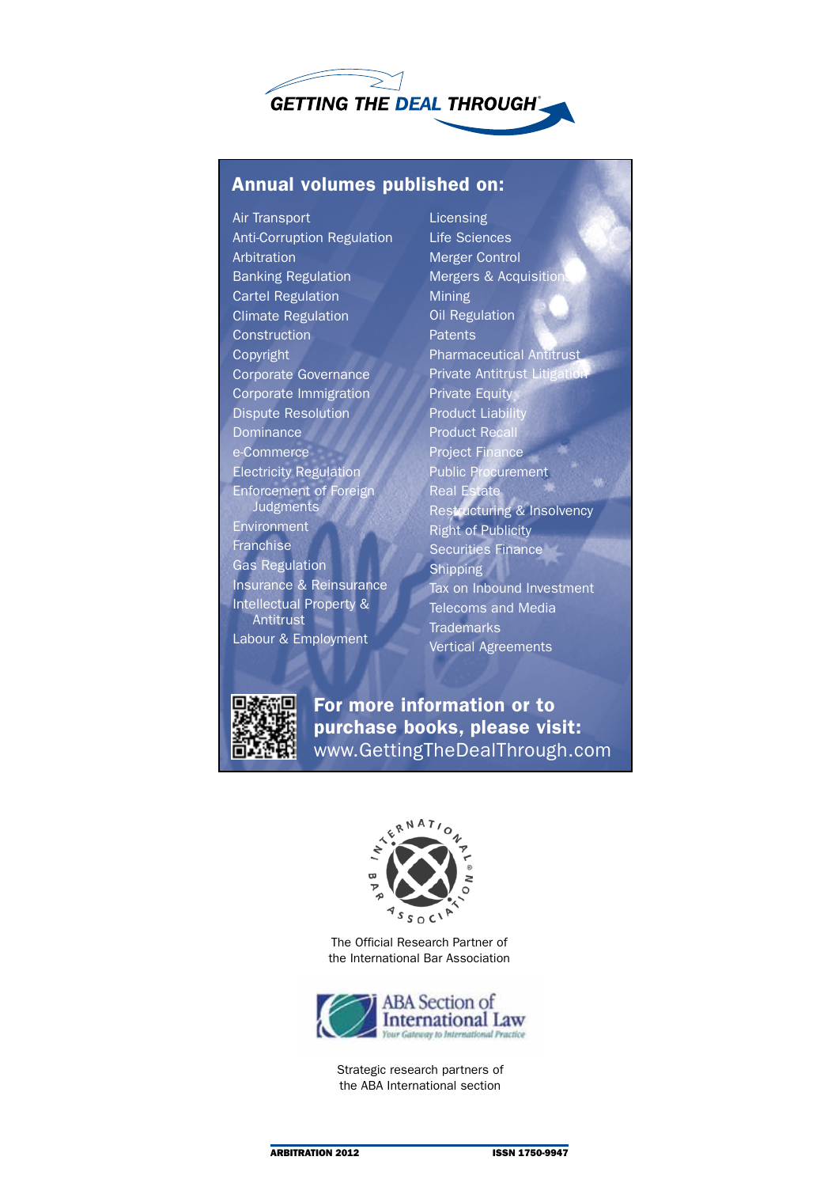GETTING THE DEAL THROUGH®

## Annual volumes published on:

- Air Transport
- Anti-Corruption Regulation
- Arbitration
- Banking Regulation
- Cartel Regulation
- Climate Regulation
- Construction
- Copyright
- Corporate Governance
- Corporate Immigration
- Dispute Resolution
- Dominance
- e-Commerce
- Electricity Regulation
- Enforcement of Foreign Judgments
- Environment
- Franchise
- Gas Regulation
- Insurance & Reinsurance
- Intellectual Property & Antitrust
- Labour & Employment
- Licensing
- Life Sciences
- Merger Control
- Mergers & Acquisitions
- Mining
- Oil Regulation
- Patents
- Pharmaceutical Antitrust
- Private Antitrust Litigation
- Private Equity
- Product Liability
- Product Recall
- Project Finance
- Public Procurement
- Real Estate
- Restructuring & Insolvency
- Right of Publicity
- Securities Finance
- Shipping
- Tax on Inbound Investment
- Telecoms and Media
- Trademarks
- Vertical Agreements

**For more information or to purchase books, please visit:**
www.GettingTheDealThrough.com

INTERNATIONAL BAR ASSOCIATION®

The Official Research Partner of the International Bar Association

ABA Section of International Law
*Your Gateway to International Practice*

Strategic research partners of the ABA International section

**ARBITRATION 2012** **ISSN 1750-9947**